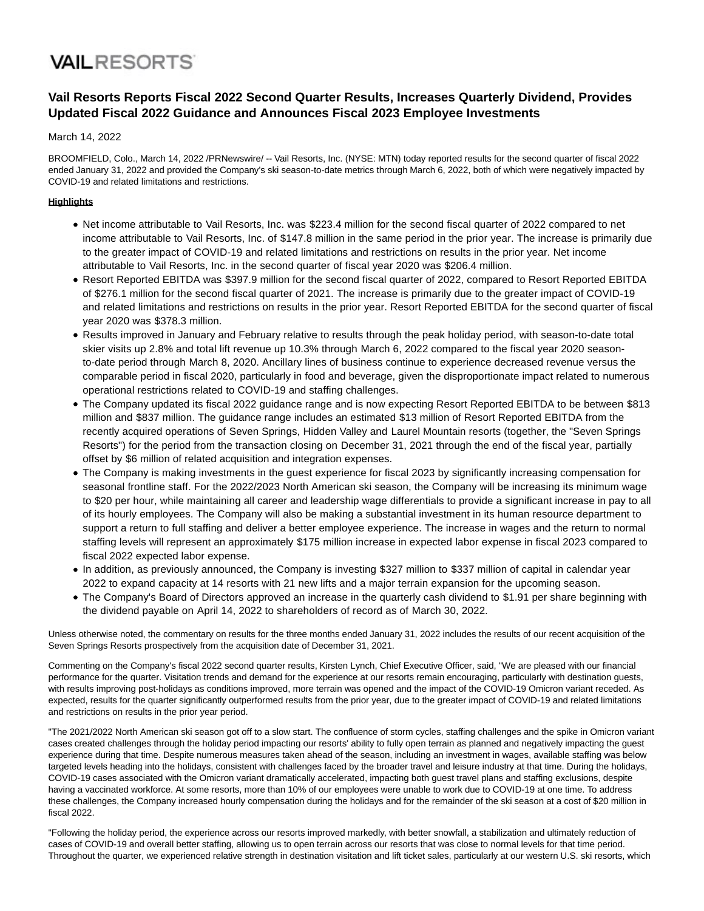VAILRESORTS

# Vail Resorts Reports Fiscal 2022 Second Quarter Results, Increases Quarterly Dividend, Provides Updated Fiscal 2022 Guidance and Announces Fiscal 2023 Employee Investments

March 14, 2022

BROOMFIELD, Colo., March 14, 2022 /PRNewswire/ -- Vail Resorts, Inc. (NYSE: MTN) today reported results for the second quarter of fiscal 2022 ended January 31, 2022 and provided the Company's ski season-to-date metrics through March 6, 2022, both of which were negatively impacted by COVID-19 and related limitations and restrictions.

**Highlights**

- Net income attributable to Vail Resorts, Inc. was $223.4 million for the second fiscal quarter of 2022 compared to net income attributable to Vail Resorts, Inc. of $147.8 million in the same period in the prior year. The increase is primarily due to the greater impact of COVID-19 and related limitations and restrictions on results in the prior year. Net income attributable to Vail Resorts, Inc. in the second quarter of fiscal year 2020 was $206.4 million.
- Resort Reported EBITDA was $397.9 million for the second fiscal quarter of 2022, compared to Resort Reported EBITDA of $276.1 million for the second fiscal quarter of 2021. The increase is primarily due to the greater impact of COVID-19 and related limitations and restrictions on results in the prior year. Resort Reported EBITDA for the second quarter of fiscal year 2020 was $378.3 million.
- Results improved in January and February relative to results through the peak holiday period, with season-to-date total skier visits up 2.8% and total lift revenue up 10.3% through March 6, 2022 compared to the fiscal year 2020 season-to-date period through March 8, 2020. Ancillary lines of business continue to experience decreased revenue versus the comparable period in fiscal 2020, particularly in food and beverage, given the disproportionate impact related to numerous operational restrictions related to COVID-19 and staffing challenges.
- The Company updated its fiscal 2022 guidance range and is now expecting Resort Reported EBITDA to be between $813 million and $837 million. The guidance range includes an estimated $13 million of Resort Reported EBITDA from the recently acquired operations of Seven Springs, Hidden Valley and Laurel Mountain resorts (together, the "Seven Springs Resorts") for the period from the transaction closing on December 31, 2021 through the end of the fiscal year, partially offset by $6 million of related acquisition and integration expenses.
- The Company is making investments in the guest experience for fiscal 2023 by significantly increasing compensation for seasonal frontline staff. For the 2022/2023 North American ski season, the Company will be increasing its minimum wage to $20 per hour, while maintaining all career and leadership wage differentials to provide a significant increase in pay to all of its hourly employees. The Company will also be making a substantial investment in its human resource department to support a return to full staffing and deliver a better employee experience. The increase in wages and the return to normal staffing levels will represent an approximately $175 million increase in expected labor expense in fiscal 2023 compared to fiscal 2022 expected labor expense.
- In addition, as previously announced, the Company is investing $327 million to $337 million of capital in calendar year 2022 to expand capacity at 14 resorts with 21 new lifts and a major terrain expansion for the upcoming season.
- The Company's Board of Directors approved an increase in the quarterly cash dividend to $1.91 per share beginning with the dividend payable on April 14, 2022 to shareholders of record as of March 30, 2022.

Unless otherwise noted, the commentary on results for the three months ended January 31, 2022 includes the results of our recent acquisition of the Seven Springs Resorts prospectively from the acquisition date of December 31, 2021.

Commenting on the Company's fiscal 2022 second quarter results, Kirsten Lynch, Chief Executive Officer, said, "We are pleased with our financial performance for the quarter. Visitation trends and demand for the experience at our resorts remain encouraging, particularly with destination guests, with results improving post-holidays as conditions improved, more terrain was opened and the impact of the COVID-19 Omicron variant receded. As expected, results for the quarter significantly outperformed results from the prior year, due to the greater impact of COVID-19 and related limitations and restrictions on results in the prior year period.

"The 2021/2022 North American ski season got off to a slow start. The confluence of storm cycles, staffing challenges and the spike in Omicron variant cases created challenges through the holiday period impacting our resorts' ability to fully open terrain as planned and negatively impacting the guest experience during that time. Despite numerous measures taken ahead of the season, including an investment in wages, available staffing was below targeted levels heading into the holidays, consistent with challenges faced by the broader travel and leisure industry at that time. During the holidays, COVID-19 cases associated with the Omicron variant dramatically accelerated, impacting both guest travel plans and staffing exclusions, despite having a vaccinated workforce. At some resorts, more than 10% of our employees were unable to work due to COVID-19 at one time. To address these challenges, the Company increased hourly compensation during the holidays and for the remainder of the ski season at a cost of $20 million in fiscal 2022.

"Following the holiday period, the experience across our resorts improved markedly, with better snowfall, a stabilization and ultimately reduction of cases of COVID-19 and overall better staffing, allowing us to open terrain across our resorts that was close to normal levels for that time period. Throughout the quarter, we experienced relative strength in destination visitation and lift ticket sales, particularly at our western U.S. ski resorts, which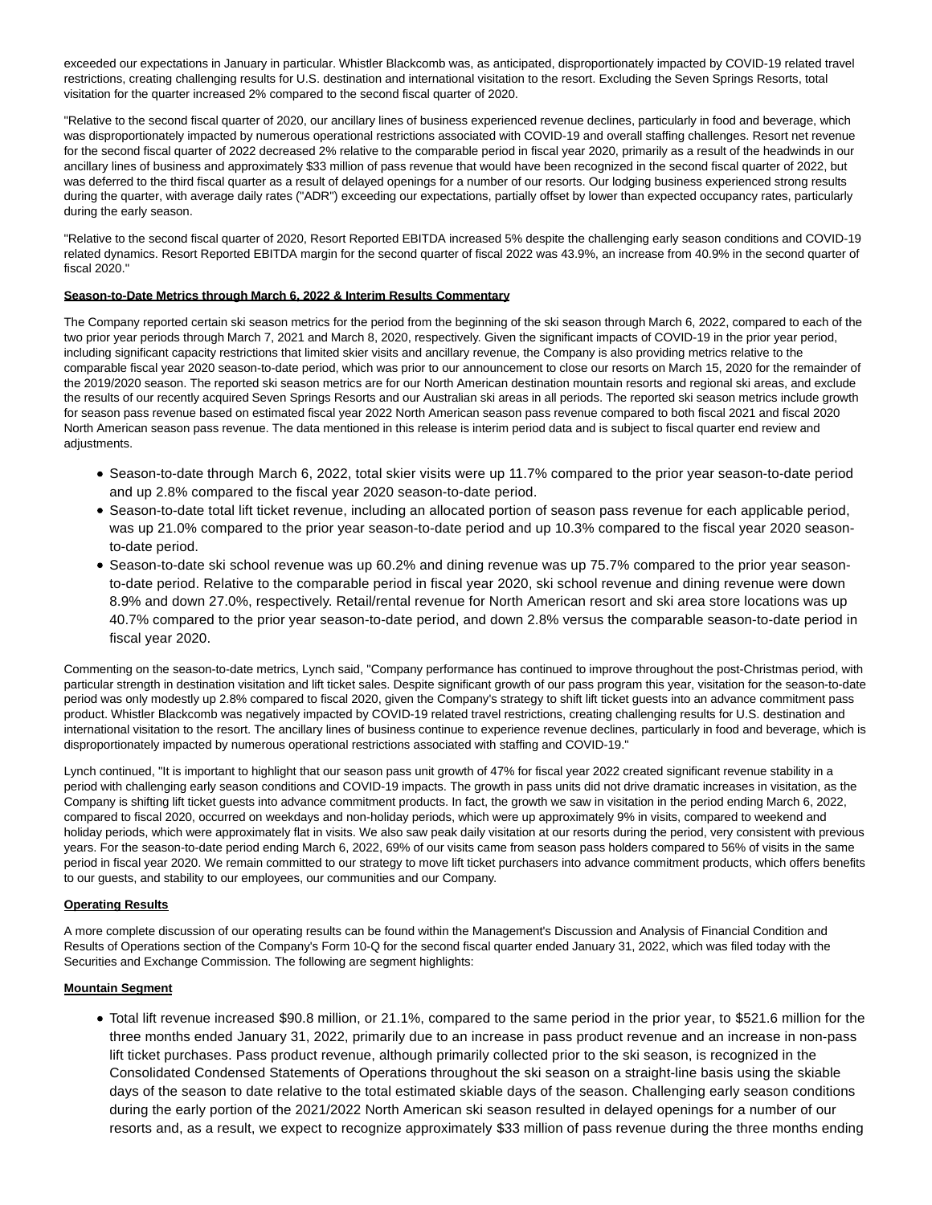exceeded our expectations in January in particular. Whistler Blackcomb was, as anticipated, disproportionately impacted by COVID-19 related travel restrictions, creating challenging results for U.S. destination and international visitation to the resort. Excluding the Seven Springs Resorts, total visitation for the quarter increased 2% compared to the second fiscal quarter of 2020.

"Relative to the second fiscal quarter of 2020, our ancillary lines of business experienced revenue declines, particularly in food and beverage, which was disproportionately impacted by numerous operational restrictions associated with COVID-19 and overall staffing challenges. Resort net revenue for the second fiscal quarter of 2022 decreased 2% relative to the comparable period in fiscal year 2020, primarily as a result of the headwinds in our ancillary lines of business and approximately $33 million of pass revenue that would have been recognized in the second fiscal quarter of 2022, but was deferred to the third fiscal quarter as a result of delayed openings for a number of our resorts. Our lodging business experienced strong results during the quarter, with average daily rates ("ADR") exceeding our expectations, partially offset by lower than expected occupancy rates, particularly during the early season.

"Relative to the second fiscal quarter of 2020, Resort Reported EBITDA increased 5% despite the challenging early season conditions and COVID-19 related dynamics. Resort Reported EBITDA margin for the second quarter of fiscal 2022 was 43.9%, an increase from 40.9% in the second quarter of fiscal 2020."

**Season-to-Date Metrics through March 6, 2022 & Interim Results Commentary**

The Company reported certain ski season metrics for the period from the beginning of the ski season through March 6, 2022, compared to each of the two prior year periods through March 7, 2021 and March 8, 2020, respectively. Given the significant impacts of COVID-19 in the prior year period, including significant capacity restrictions that limited skier visits and ancillary revenue, the Company is also providing metrics relative to the comparable fiscal year 2020 season-to-date period, which was prior to our announcement to close our resorts on March 15, 2020 for the remainder of the 2019/2020 season. The reported ski season metrics are for our North American destination mountain resorts and regional ski areas, and exclude the results of our recently acquired Seven Springs Resorts and our Australian ski areas in all periods. The reported ski season metrics include growth for season pass revenue based on estimated fiscal year 2022 North American season pass revenue compared to both fiscal 2021 and fiscal 2020 North American season pass revenue. The data mentioned in this release is interim period data and is subject to fiscal quarter end review and adjustments.

- Season-to-date through March 6, 2022, total skier visits were up 11.7% compared to the prior year season-to-date period and up 2.8% compared to the fiscal year 2020 season-to-date period.
- Season-to-date total lift ticket revenue, including an allocated portion of season pass revenue for each applicable period, was up 21.0% compared to the prior year season-to-date period and up 10.3% compared to the fiscal year 2020 season-to-date period.
- Season-to-date ski school revenue was up 60.2% and dining revenue was up 75.7% compared to the prior year season-to-date period. Relative to the comparable period in fiscal year 2020, ski school revenue and dining revenue were down 8.9% and down 27.0%, respectively. Retail/rental revenue for North American resort and ski area store locations was up 40.7% compared to the prior year season-to-date period, and down 2.8% versus the comparable season-to-date period in fiscal year 2020.

Commenting on the season-to-date metrics, Lynch said, "Company performance has continued to improve throughout the post-Christmas period, with particular strength in destination visitation and lift ticket sales. Despite significant growth of our pass program this year, visitation for the season-to-date period was only modestly up 2.8% compared to fiscal 2020, given the Company's strategy to shift lift ticket guests into an advance commitment pass product. Whistler Blackcomb was negatively impacted by COVID-19 related travel restrictions, creating challenging results for U.S. destination and international visitation to the resort. The ancillary lines of business continue to experience revenue declines, particularly in food and beverage, which is disproportionately impacted by numerous operational restrictions associated with staffing and COVID-19."

Lynch continued, "It is important to highlight that our season pass unit growth of 47% for fiscal year 2022 created significant revenue stability in a period with challenging early season conditions and COVID-19 impacts. The growth in pass units did not drive dramatic increases in visitation, as the Company is shifting lift ticket guests into advance commitment products. In fact, the growth we saw in visitation in the period ending March 6, 2022, compared to fiscal 2020, occurred on weekdays and non-holiday periods, which were up approximately 9% in visits, compared to weekend and holiday periods, which were approximately flat in visits. We also saw peak daily visitation at our resorts during the period, very consistent with previous years. For the season-to-date period ending March 6, 2022, 69% of our visits came from season pass holders compared to 56% of visits in the same period in fiscal year 2020. We remain committed to our strategy to move lift ticket purchasers into advance commitment products, which offers benefits to our guests, and stability to our employees, our communities and our Company.

**Operating Results**

A more complete discussion of our operating results can be found within the Management's Discussion and Analysis of Financial Condition and Results of Operations section of the Company's Form 10-Q for the second fiscal quarter ended January 31, 2022, which was filed today with the Securities and Exchange Commission. The following are segment highlights:

**Mountain Segment**

- Total lift revenue increased $90.8 million, or 21.1%, compared to the same period in the prior year, to $521.6 million for the three months ended January 31, 2022, primarily due to an increase in pass product revenue and an increase in non-pass lift ticket purchases. Pass product revenue, although primarily collected prior to the ski season, is recognized in the Consolidated Condensed Statements of Operations throughout the ski season on a straight-line basis using the skiable days of the season to date relative to the total estimated skiable days of the season. Challenging early season conditions during the early portion of the 2021/2022 North American ski season resulted in delayed openings for a number of our resorts and, as a result, we expect to recognize approximately $33 million of pass revenue during the three months ending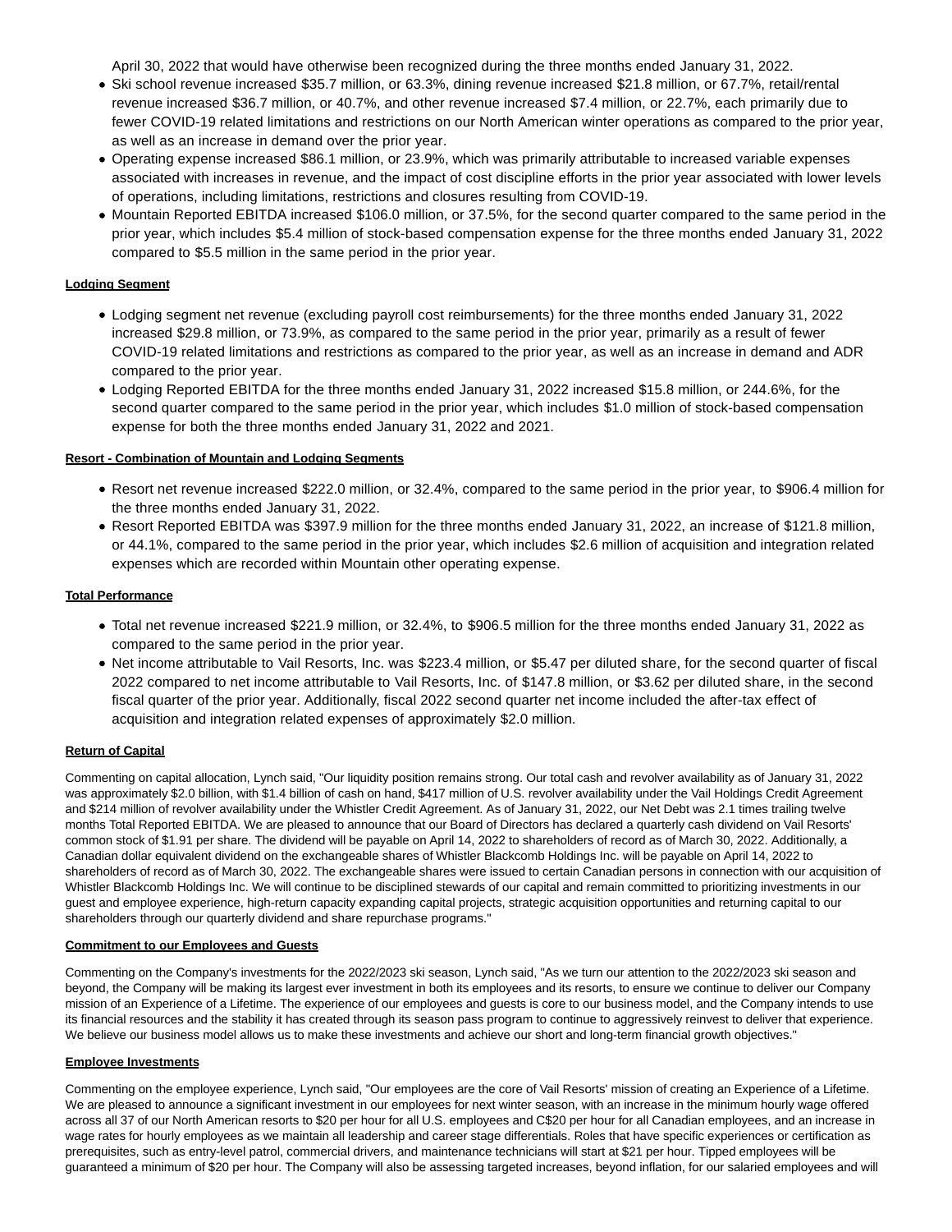April 30, 2022 that would have otherwise been recognized during the three months ended January 31, 2022.
- Ski school revenue increased $35.7 million, or 63.3%, dining revenue increased $21.8 million, or 67.7%, retail/rental revenue increased $36.7 million, or 40.7%, and other revenue increased $7.4 million, or 22.7%, each primarily due to fewer COVID-19 related limitations and restrictions on our North American winter operations as compared to the prior year, as well as an increase in demand over the prior year.
- Operating expense increased $86.1 million, or 23.9%, which was primarily attributable to increased variable expenses associated with increases in revenue, and the impact of cost discipline efforts in the prior year associated with lower levels of operations, including limitations, restrictions and closures resulting from COVID-19.
- Mountain Reported EBITDA increased $106.0 million, or 37.5%, for the second quarter compared to the same period in the prior year, which includes $5.4 million of stock-based compensation expense for the three months ended January 31, 2022 compared to $5.5 million in the same period in the prior year.

**Lodging Segment**

- Lodging segment net revenue (excluding payroll cost reimbursements) for the three months ended January 31, 2022 increased $29.8 million, or 73.9%, as compared to the same period in the prior year, primarily as a result of fewer COVID-19 related limitations and restrictions as compared to the prior year, as well as an increase in demand and ADR compared to the prior year.
- Lodging Reported EBITDA for the three months ended January 31, 2022 increased $15.8 million, or 244.6%, for the second quarter compared to the same period in the prior year, which includes $1.0 million of stock-based compensation expense for both the three months ended January 31, 2022 and 2021.

**Resort - Combination of Mountain and Lodging Segments**

- Resort net revenue increased $222.0 million, or 32.4%, compared to the same period in the prior year, to $906.4 million for the three months ended January 31, 2022.
- Resort Reported EBITDA was $397.9 million for the three months ended January 31, 2022, an increase of $121.8 million, or 44.1%, compared to the same period in the prior year, which includes $2.6 million of acquisition and integration related expenses which are recorded within Mountain other operating expense.

**Total Performance**

- Total net revenue increased $221.9 million, or 32.4%, to $906.5 million for the three months ended January 31, 2022 as compared to the same period in the prior year.
- Net income attributable to Vail Resorts, Inc. was $223.4 million, or $5.47 per diluted share, for the second quarter of fiscal 2022 compared to net income attributable to Vail Resorts, Inc. of $147.8 million, or $3.62 per diluted share, in the second fiscal quarter of the prior year. Additionally, fiscal 2022 second quarter net income included the after-tax effect of acquisition and integration related expenses of approximately $2.0 million.

**Return of Capital**

Commenting on capital allocation, Lynch said, "Our liquidity position remains strong. Our total cash and revolver availability as of January 31, 2022 was approximately $2.0 billion, with $1.4 billion of cash on hand, $417 million of U.S. revolver availability under the Vail Holdings Credit Agreement and $214 million of revolver availability under the Whistler Credit Agreement. As of January 31, 2022, our Net Debt was 2.1 times trailing twelve months Total Reported EBITDA. We are pleased to announce that our Board of Directors has declared a quarterly cash dividend on Vail Resorts' common stock of $1.91 per share. The dividend will be payable on April 14, 2022 to shareholders of record as of March 30, 2022. Additionally, a Canadian dollar equivalent dividend on the exchangeable shares of Whistler Blackcomb Holdings Inc. will be payable on April 14, 2022 to shareholders of record as of March 30, 2022. The exchangeable shares were issued to certain Canadian persons in connection with our acquisition of Whistler Blackcomb Holdings Inc. We will continue to be disciplined stewards of our capital and remain committed to prioritizing investments in our guest and employee experience, high-return capacity expanding capital projects, strategic acquisition opportunities and returning capital to our shareholders through our quarterly dividend and share repurchase programs."

**Commitment to our Employees and Guests**

Commenting on the Company's investments for the 2022/2023 ski season, Lynch said, "As we turn our attention to the 2022/2023 ski season and beyond, the Company will be making its largest ever investment in both its employees and its resorts, to ensure we continue to deliver our Company mission of an Experience of a Lifetime. The experience of our employees and guests is core to our business model, and the Company intends to use its financial resources and the stability it has created through its season pass program to continue to aggressively reinvest to deliver that experience. We believe our business model allows us to make these investments and achieve our short and long-term financial growth objectives."

**Employee Investments**

Commenting on the employee experience, Lynch said, "Our employees are the core of Vail Resorts' mission of creating an Experience of a Lifetime. We are pleased to announce a significant investment in our employees for next winter season, with an increase in the minimum hourly wage offered across all 37 of our North American resorts to $20 per hour for all U.S. employees and C$20 per hour for all Canadian employees, and an increase in wage rates for hourly employees as we maintain all leadership and career stage differentials. Roles that have specific experiences or certification as prerequisites, such as entry-level patrol, commercial drivers, and maintenance technicians will start at $21 per hour. Tipped employees will be guaranteed a minimum of $20 per hour. The Company will also be assessing targeted increases, beyond inflation, for our salaried employees and will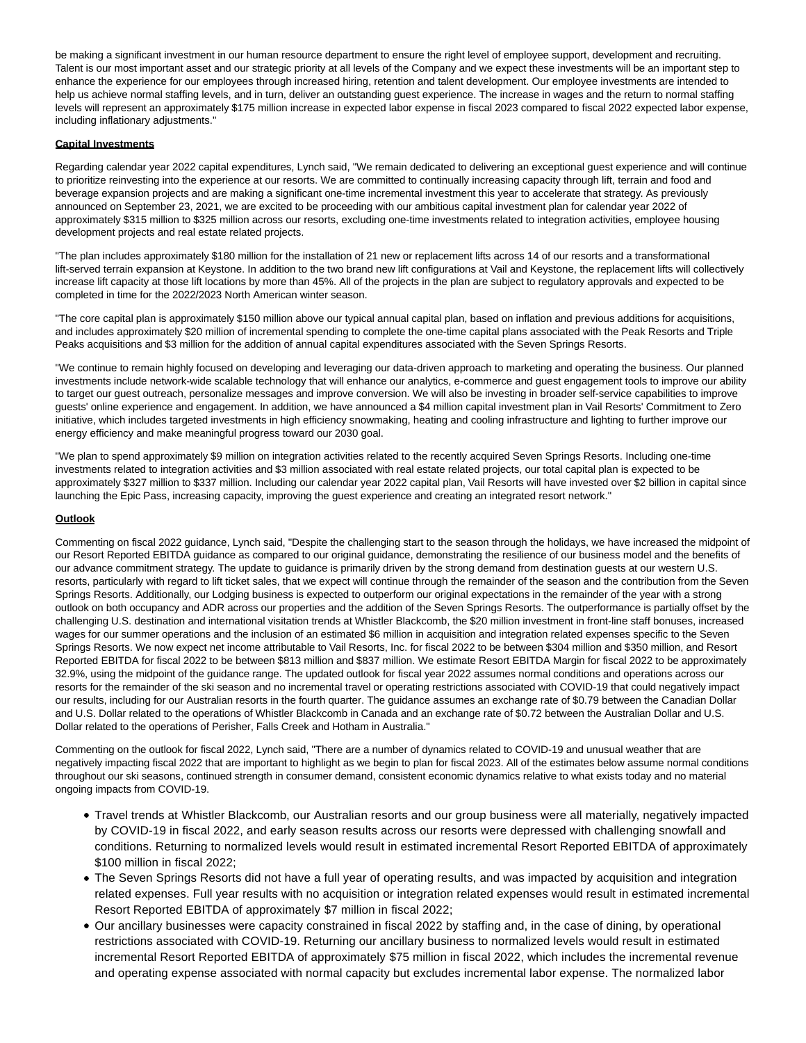be making a significant investment in our human resource department to ensure the right level of employee support, development and recruiting. Talent is our most important asset and our strategic priority at all levels of the Company and we expect these investments will be an important step to enhance the experience for our employees through increased hiring, retention and talent development. Our employee investments are intended to help us achieve normal staffing levels, and in turn, deliver an outstanding guest experience. The increase in wages and the return to normal staffing levels will represent an approximately $175 million increase in expected labor expense in fiscal 2023 compared to fiscal 2022 expected labor expense, including inflationary adjustments."

**Capital Investments**

Regarding calendar year 2022 capital expenditures, Lynch said, "We remain dedicated to delivering an exceptional guest experience and will continue to prioritize reinvesting into the experience at our resorts. We are committed to continually increasing capacity through lift, terrain and food and beverage expansion projects and are making a significant one-time incremental investment this year to accelerate that strategy. As previously announced on September 23, 2021, we are excited to be proceeding with our ambitious capital investment plan for calendar year 2022 of approximately $315 million to $325 million across our resorts, excluding one-time investments related to integration activities, employee housing development projects and real estate related projects.

"The plan includes approximately $180 million for the installation of 21 new or replacement lifts across 14 of our resorts and a transformational lift-served terrain expansion at Keystone. In addition to the two brand new lift configurations at Vail and Keystone, the replacement lifts will collectively increase lift capacity at those lift locations by more than 45%. All of the projects in the plan are subject to regulatory approvals and expected to be completed in time for the 2022/2023 North American winter season.

"The core capital plan is approximately $150 million above our typical annual capital plan, based on inflation and previous additions for acquisitions, and includes approximately $20 million of incremental spending to complete the one-time capital plans associated with the Peak Resorts and Triple Peaks acquisitions and $3 million for the addition of annual capital expenditures associated with the Seven Springs Resorts.

"We continue to remain highly focused on developing and leveraging our data-driven approach to marketing and operating the business. Our planned investments include network-wide scalable technology that will enhance our analytics, e-commerce and guest engagement tools to improve our ability to target our guest outreach, personalize messages and improve conversion. We will also be investing in broader self-service capabilities to improve guests' online experience and engagement. In addition, we have announced a $4 million capital investment plan in Vail Resorts' Commitment to Zero initiative, which includes targeted investments in high efficiency snowmaking, heating and cooling infrastructure and lighting to further improve our energy efficiency and make meaningful progress toward our 2030 goal.

"We plan to spend approximately $9 million on integration activities related to the recently acquired Seven Springs Resorts. Including one-time investments related to integration activities and $3 million associated with real estate related projects, our total capital plan is expected to be approximately $327 million to $337 million. Including our calendar year 2022 capital plan, Vail Resorts will have invested over $2 billion in capital since launching the Epic Pass, increasing capacity, improving the guest experience and creating an integrated resort network."

**Outlook**

Commenting on fiscal 2022 guidance, Lynch said, "Despite the challenging start to the season through the holidays, we have increased the midpoint of our Resort Reported EBITDA guidance as compared to our original guidance, demonstrating the resilience of our business model and the benefits of our advance commitment strategy. The update to guidance is primarily driven by the strong demand from destination guests at our western U.S. resorts, particularly with regard to lift ticket sales, that we expect will continue through the remainder of the season and the contribution from the Seven Springs Resorts. Additionally, our Lodging business is expected to outperform our original expectations in the remainder of the year with a strong outlook on both occupancy and ADR across our properties and the addition of the Seven Springs Resorts. The outperformance is partially offset by the challenging U.S. destination and international visitation trends at Whistler Blackcomb, the $20 million investment in front-line staff bonuses, increased wages for our summer operations and the inclusion of an estimated $6 million in acquisition and integration related expenses specific to the Seven Springs Resorts. We now expect net income attributable to Vail Resorts, Inc. for fiscal 2022 to be between $304 million and $350 million, and Resort Reported EBITDA for fiscal 2022 to be between $813 million and $837 million. We estimate Resort EBITDA Margin for fiscal 2022 to be approximately 32.9%, using the midpoint of the guidance range. The updated outlook for fiscal year 2022 assumes normal conditions and operations across our resorts for the remainder of the ski season and no incremental travel or operating restrictions associated with COVID-19 that could negatively impact our results, including for our Australian resorts in the fourth quarter. The guidance assumes an exchange rate of $0.79 between the Canadian Dollar and U.S. Dollar related to the operations of Whistler Blackcomb in Canada and an exchange rate of $0.72 between the Australian Dollar and U.S. Dollar related to the operations of Perisher, Falls Creek and Hotham in Australia."

Commenting on the outlook for fiscal 2022, Lynch said, "There are a number of dynamics related to COVID-19 and unusual weather that are negatively impacting fiscal 2022 that are important to highlight as we begin to plan for fiscal 2023. All of the estimates below assume normal conditions throughout our ski seasons, continued strength in consumer demand, consistent economic dynamics relative to what exists today and no material ongoing impacts from COVID-19.

- Travel trends at Whistler Blackcomb, our Australian resorts and our group business were all materially, negatively impacted by COVID-19 in fiscal 2022, and early season results across our resorts were depressed with challenging snowfall and conditions. Returning to normalized levels would result in estimated incremental Resort Reported EBITDA of approximately $100 million in fiscal 2022;
- The Seven Springs Resorts did not have a full year of operating results, and was impacted by acquisition and integration related expenses. Full year results with no acquisition or integration related expenses would result in estimated incremental Resort Reported EBITDA of approximately $7 million in fiscal 2022;
- Our ancillary businesses were capacity constrained in fiscal 2022 by staffing and, in the case of dining, by operational restrictions associated with COVID-19. Returning our ancillary business to normalized levels would result in estimated incremental Resort Reported EBITDA of approximately $75 million in fiscal 2022, which includes the incremental revenue and operating expense associated with normal capacity but excludes incremental labor expense. The normalized labor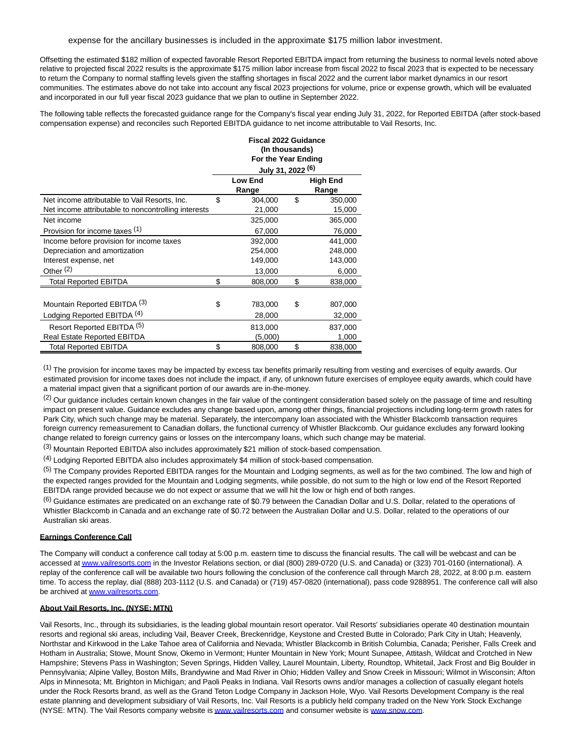expense for the ancillary businesses is included in the approximate $175 million labor investment.

Offsetting the estimated $182 million of expected favorable Resort Reported EBITDA impact from returning the business to normal levels noted above relative to projected fiscal 2022 results is the approximate $175 million labor increase from fiscal 2022 to fiscal 2023 that is expected to be necessary to return the Company to normal staffing levels given the staffing shortages in fiscal 2022 and the current labor market dynamics in our resort communities. The estimates above do not take into account any fiscal 2023 projections for volume, price or expense growth, which will be evaluated and incorporated in our full year fiscal 2023 guidance that we plan to outline in September 2022.

The following table reflects the forecasted guidance range for the Company's fiscal year ending July 31, 2022, for Reported EBITDA (after stock-based compensation expense) and reconciles such Reported EBITDA guidance to net income attributable to Vail Resorts, Inc.

| | Fiscal 2022 Guidance (In thousands) For the Year Ending July 31, 2022 [6] | |
|---|---|---|
| | Low End Range | High End Range |
| Net income attributable to Vail Resorts, Inc. | $ 304,000 | $ 350,000 |
| Net income attributable to noncontrolling interests | 21,000 | 15,000 |
| Net income | 325,000 | 365,000 |
| Provision for income taxes [1] | 67,000 | 76,000 |
| Income before provision for income taxes | 392,000 | 441,000 |
| Depreciation and amortization | 254,000 | 248,000 |
| Interest expense, net | 149,000 | 143,000 |
| Other [2] | 13,000 | 6,000 |
| Total Reported EBITDA | $ 808,000 | $ 838,000 |
| | | |
| Mountain Reported EBITDA [3] | $ 783,000 | $ 807,000 |
| Lodging Reported EBITDA [4] | 28,000 | 32,000 |
| Resort Reported EBITDA [5] | 813,000 | 837,000 |
| Real Estate Reported EBITDA | (5,000) | 1,000 |
| Total Reported EBITDA | $ 808,000 | $ 838,000 |

[1] The provision for income taxes may be impacted by excess tax benefits primarily resulting from vesting and exercises of equity awards. Our estimated provision for income taxes does not include the impact, if any, of unknown future exercises of employee equity awards, which could have a material impact given that a significant portion of our awards are in-the-money.

[2] Our guidance includes certain known changes in the fair value of the contingent consideration based solely on the passage of time and resulting impact on present value. Guidance excludes any change based upon, among other things, financial projections including long-term growth rates for Park City, which such change may be material. Separately, the intercompany loan associated with the Whistler Blackcomb transaction requires foreign currency remeasurement to Canadian dollars, the functional currency of Whistler Blackcomb. Our guidance excludes any forward looking change related to foreign currency gains or losses on the intercompany loans, which such change may be material.

[3] Mountain Reported EBITDA also includes approximately $21 million of stock-based compensation.

[4] Lodging Reported EBITDA also includes approximately $4 million of stock-based compensation.

[5] The Company provides Reported EBITDA ranges for the Mountain and Lodging segments, as well as for the two combined. The low and high of the expected ranges provided for the Mountain and Lodging segments, while possible, do not sum to the high or low end of the Resort Reported EBITDA range provided because we do not expect or assume that we will hit the low or high end of both ranges.

[6] Guidance estimates are predicated on an exchange rate of $0.79 between the Canadian Dollar and U.S. Dollar, related to the operations of Whistler Blackcomb in Canada and an exchange rate of $0.72 between the Australian Dollar and U.S. Dollar, related to the operations of our Australian ski areas.

**Earnings Conference Call**

The Company will conduct a conference call today at 5:00 p.m. eastern time to discuss the financial results. The call will be webcast and can be accessed at www.vailresorts.com in the Investor Relations section, or dial (800) 289-0720 (U.S. and Canada) or (323) 701-0160 (international). A replay of the conference call will be available two hours following the conclusion of the conference call through March 28, 2022, at 8:00 p.m. eastern time. To access the replay, dial (888) 203-1112 (U.S. and Canada) or (719) 457-0820 (international), pass code 9288951. The conference call will also be archived at www.vailresorts.com.

**About Vail Resorts, Inc. (NYSE: MTN)**

Vail Resorts, Inc., through its subsidiaries, is the leading global mountain resort operator. Vail Resorts' subsidiaries operate 40 destination mountain resorts and regional ski areas, including Vail, Beaver Creek, Breckenridge, Keystone and Crested Butte in Colorado; Park City in Utah; Heavenly, Northstar and Kirkwood in the Lake Tahoe area of California and Nevada; Whistler Blackcomb in British Columbia, Canada; Perisher, Falls Creek and Hotham in Australia; Stowe, Mount Snow, Okemo in Vermont; Hunter Mountain in New York; Mount Sunapee, Attitash, Wildcat and Crotched in New Hampshire; Stevens Pass in Washington; Seven Springs, Hidden Valley, Laurel Mountain, Liberty, Roundtop, Whitetail, Jack Frost and Big Boulder in Pennsylvania; Alpine Valley, Boston Mills, Brandywine and Mad River in Ohio; Hidden Valley and Snow Creek in Missouri; Wilmot in Wisconsin; Afton Alps in Minnesota; Mt. Brighton in Michigan; and Paoli Peaks in Indiana. Vail Resorts owns and/or manages a collection of casually elegant hotels under the Rock Resorts brand, as well as the Grand Teton Lodge Company in Jackson Hole, Wyo. Vail Resorts Development Company is the real estate planning and development subsidiary of Vail Resorts, Inc. Vail Resorts is a publicly held company traded on the New York Stock Exchange (NYSE: MTN). The Vail Resorts company website is www.vailresorts.com and consumer website is www.snow.com.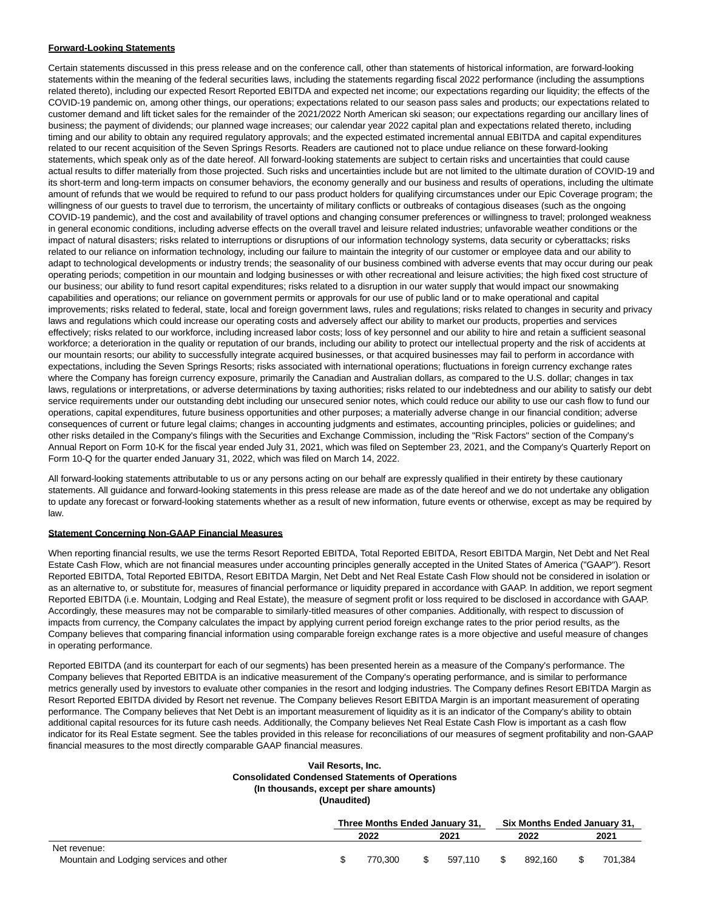**Forward-Looking Statements**

Certain statements discussed in this press release and on the conference call, other than statements of historical information, are forward-looking statements within the meaning of the federal securities laws, including the statements regarding fiscal 2022 performance (including the assumptions related thereto), including our expected Resort Reported EBITDA and expected net income; our expectations regarding our liquidity; the effects of the COVID-19 pandemic on, among other things, our operations; expectations related to our season pass sales and products; our expectations related to customer demand and lift ticket sales for the remainder of the 2021/2022 North American ski season; our expectations regarding our ancillary lines of business; the payment of dividends; our planned wage increases; our calendar year 2022 capital plan and expectations related thereto, including timing and our ability to obtain any required regulatory approvals; and the expected estimated incremental annual EBITDA and capital expenditures related to our recent acquisition of the Seven Springs Resorts. Readers are cautioned not to place undue reliance on these forward-looking statements, which speak only as of the date hereof. All forward-looking statements are subject to certain risks and uncertainties that could cause actual results to differ materially from those projected. Such risks and uncertainties include but are not limited to the ultimate duration of COVID-19 and its short-term and long-term impacts on consumer behaviors, the economy generally and our business and results of operations, including the ultimate amount of refunds that we would be required to refund to our pass product holders for qualifying circumstances under our Epic Coverage program; the willingness of our guests to travel due to terrorism, the uncertainty of military conflicts or outbreaks of contagious diseases (such as the ongoing COVID-19 pandemic), and the cost and availability of travel options and changing consumer preferences or willingness to travel; prolonged weakness in general economic conditions, including adverse effects on the overall travel and leisure related industries; unfavorable weather conditions or the impact of natural disasters; risks related to interruptions or disruptions of our information technology systems, data security or cyberattacks; risks related to our reliance on information technology, including our failure to maintain the integrity of our customer or employee data and our ability to adapt to technological developments or industry trends; the seasonality of our business combined with adverse events that may occur during our peak operating periods; competition in our mountain and lodging businesses or with other recreational and leisure activities; the high fixed cost structure of our business; our ability to fund resort capital expenditures; risks related to a disruption in our water supply that would impact our snowmaking capabilities and operations; our reliance on government permits or approvals for our use of public land or to make operational and capital improvements; risks related to federal, state, local and foreign government laws, rules and regulations; risks related to changes in security and privacy laws and regulations which could increase our operating costs and adversely affect our ability to market our products, properties and services effectively; risks related to our workforce, including increased labor costs; loss of key personnel and our ability to hire and retain a sufficient seasonal workforce; a deterioration in the quality or reputation of our brands, including our ability to protect our intellectual property and the risk of accidents at our mountain resorts; our ability to successfully integrate acquired businesses, or that acquired businesses may fail to perform in accordance with expectations, including the Seven Springs Resorts; risks associated with international operations; fluctuations in foreign currency exchange rates where the Company has foreign currency exposure, primarily the Canadian and Australian dollars, as compared to the U.S. dollar; changes in tax laws, regulations or interpretations, or adverse determinations by taxing authorities; risks related to our indebtedness and our ability to satisfy our debt service requirements under our outstanding debt including our unsecured senior notes, which could reduce our ability to use our cash flow to fund our operations, capital expenditures, future business opportunities and other purposes; a materially adverse change in our financial condition; adverse consequences of current or future legal claims; changes in accounting judgments and estimates, accounting principles, policies or guidelines; and other risks detailed in the Company's filings with the Securities and Exchange Commission, including the "Risk Factors" section of the Company's Annual Report on Form 10-K for the fiscal year ended July 31, 2021, which was filed on September 23, 2021, and the Company's Quarterly Report on Form 10-Q for the quarter ended January 31, 2022, which was filed on March 14, 2022.

All forward-looking statements attributable to us or any persons acting on our behalf are expressly qualified in their entirety by these cautionary statements. All guidance and forward-looking statements in this press release are made as of the date hereof and we do not undertake any obligation to update any forecast or forward-looking statements whether as a result of new information, future events or otherwise, except as may be required by law.

**Statement Concerning Non-GAAP Financial Measures**

When reporting financial results, we use the terms Resort Reported EBITDA, Total Reported EBITDA, Resort EBITDA Margin, Net Debt and Net Real Estate Cash Flow, which are not financial measures under accounting principles generally accepted in the United States of America ("GAAP"). Resort Reported EBITDA, Total Reported EBITDA, Resort EBITDA Margin, Net Debt and Net Real Estate Cash Flow should not be considered in isolation or as an alternative to, or substitute for, measures of financial performance or liquidity prepared in accordance with GAAP. In addition, we report segment Reported EBITDA (i.e. Mountain, Lodging and Real Estate), the measure of segment profit or loss required to be disclosed in accordance with GAAP. Accordingly, these measures may not be comparable to similarly-titled measures of other companies. Additionally, with respect to discussion of impacts from currency, the Company calculates the impact by applying current period foreign exchange rates to the prior period results, as the Company believes that comparing financial information using comparable foreign exchange rates is a more objective and useful measure of changes in operating performance.

Reported EBITDA (and its counterpart for each of our segments) has been presented herein as a measure of the Company's performance. The Company believes that Reported EBITDA is an indicative measurement of the Company's operating performance, and is similar to performance metrics generally used by investors to evaluate other companies in the resort and lodging industries. The Company defines Resort EBITDA Margin as Resort Reported EBITDA divided by Resort net revenue. The Company believes Resort EBITDA Margin is an important measurement of operating performance. The Company believes that Net Debt is an important measurement of liquidity as it is an indicator of the Company's ability to obtain additional capital resources for its future cash needs. Additionally, the Company believes Net Real Estate Cash Flow is important as a cash flow indicator for its Real Estate segment. See the tables provided in this release for reconciliations of our measures of segment profitability and non-GAAP financial measures to the most directly comparable GAAP financial measures.

**Vail Resorts, Inc.**
**Consolidated Condensed Statements of Operations**
**(In thousands, except per share amounts)**
**(Unaudited)**

| | Three Months Ended January 31, | | Six Months Ended January 31, | |
|---|---|---|---|---|
| | 2022 | 2021 | 2022 | 2021 |
| Net revenue: | | | | |
| Mountain and Lodging services and other | $ 770,300 | $ 597,110 | $ 892,160 | $ 701,384 |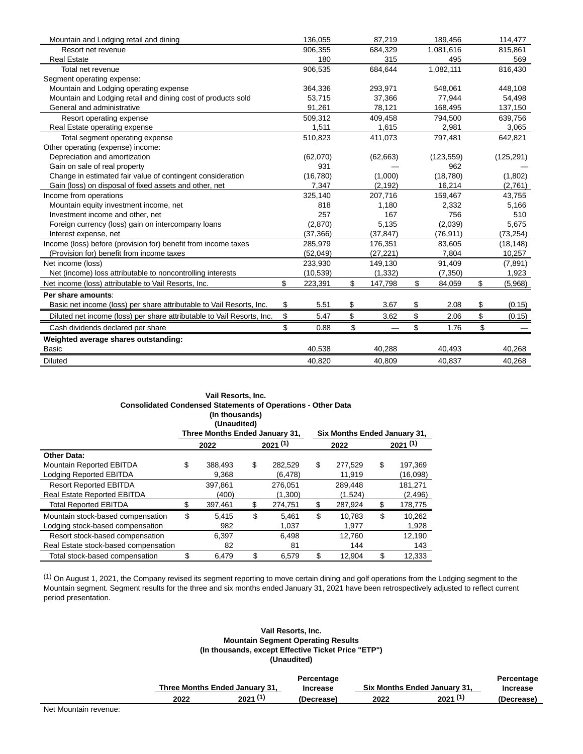| | | | | |
|---|---|---|---|---|
| Mountain and Lodging retail and dining | 136,055 | 87,219 | 189,456 | 114,477 |
| Resort net revenue | 906,355 | 684,329 | 1,081,616 | 815,861 |
| Real Estate | 180 | 315 | 495 | 569 |
| Total net revenue | 906,535 | 684,644 | 1,082,111 | 816,430 |
| Segment operating expense: | | | | |
| Mountain and Lodging operating expense | 364,336 | 293,971 | 548,061 | 448,108 |
| Mountain and Lodging retail and dining cost of products sold | 53,715 | 37,366 | 77,944 | 54,498 |
| General and administrative | 91,261 | 78,121 | 168,495 | 137,150 |
| Resort operating expense | 509,312 | 409,458 | 794,500 | 639,756 |
| Real Estate operating expense | 1,511 | 1,615 | 2,981 | 3,065 |
| Total segment operating expense | 510,823 | 411,073 | 797,481 | 642,821 |
| Other operating (expense) income: | | | | |
| Depreciation and amortization | (62,070) | (62,663) | (123,559) | (125,291) |
| Gain on sale of real property | 931 | — | 962 | — |
| Change in estimated fair value of contingent consideration | (16,780) | (1,000) | (18,780) | (1,802) |
| Gain (loss) on disposal of fixed assets and other, net | 7,347 | (2,192) | 16,214 | (2,761) |
| Income from operations | 325,140 | 207,716 | 159,467 | 43,755 |
| Mountain equity investment income, net | 818 | 1,180 | 2,332 | 5,166 |
| Investment income and other, net | 257 | 167 | 756 | 510 |
| Foreign currency (loss) gain on intercompany loans | (2,870) | 5,135 | (2,039) | 5,675 |
| Interest expense, net | (37,366) | (37,847) | (76,911) | (73,254) |
| Income (loss) before (provision for) benefit from income taxes | 285,979 | 176,351 | 83,605 | (18,148) |
| (Provision for) benefit from income taxes | (52,049) | (27,221) | 7,804 | 10,257 |
| Net income (loss) | 233,930 | 149,130 | 91,409 | (7,891) |
| Net (income) loss attributable to noncontrolling interests | (10,539) | (1,332) | (7,350) | 1,923 |
| Net income (loss) attributable to Vail Resorts, Inc. | $ 223,391 | $ 147,798 | $ 84,059 | $ (5,968) |
| **Per share amounts**: | | | | |
| Basic net income (loss) per share attributable to Vail Resorts, Inc. | $ 5.51 | $ 3.67 | $ 2.08 | $ (0.15) |
| Diluted net income (loss) per share attributable to Vail Resorts, Inc. | $ 5.47 | $ 3.62 | $ 2.06 | $ (0.15) |
| Cash dividends declared per share | $ 0.88 | $ — | $ 1.76 | $ — |
| **Weighted average shares outstanding:** | | | | |
| Basic | 40,538 | 40,288 | 40,493 | 40,268 |
| Diluted | 40,820 | 40,809 | 40,837 | 40,268 |

**Vail Resorts, Inc.**
**Consolidated Condensed Statements of Operations - Other Data**
**(In thousands)**
**(Unaudited)**

| | Three Months Ended January 31, | | Six Months Ended January 31, | |
|---|---|---|---|---|
| | 2022 | 2021 (1) | 2022 | 2021 (1) |
| **Other Data:** | | | | |
| Mountain Reported EBITDA | $ 388,493 | $ 282,529 | $ 277,529 | $ 197,369 |
| Lodging Reported EBITDA | 9,368 | (6,478) | 11,919 | (16,098) |
| Resort Reported EBITDA | 397,861 | 276,051 | 289,448 | 181,271 |
| Real Estate Reported EBITDA | (400) | (1,300) | (1,524) | (2,496) |
| Total Reported EBITDA | $ 397,461 | $ 274,751 | $ 287,924 | $ 178,775 |
| Mountain stock-based compensation | $ 5,415 | $ 5,461 | $ 10,783 | $ 10,262 |
| Lodging stock-based compensation | 982 | 1,037 | 1,977 | 1,928 |
| Resort stock-based compensation | 6,397 | 6,498 | 12,760 | 12,190 |
| Real Estate stock-based compensation | 82 | 81 | 144 | 143 |
| Total stock-based compensation | $ 6,479 | $ 6,579 | $ 12,904 | $ 12,333 |

(1) On August 1, 2021, the Company revised its segment reporting to move certain dining and golf operations from the Lodging segment to the Mountain segment. Segment results for the three and six months ended January 31, 2021 have been retrospectively adjusted to reflect current period presentation.

**Vail Resorts, Inc.**
**Mountain Segment Operating Results**
**(In thousands, except Effective Ticket Price "ETP")**
**(Unaudited)**

| | Three Months Ended January 31, | | Percentage Increase | Six Months Ended January 31, | | Percentage Increase |
|---|---|---|---|---|---|---|
| | 2022 | 2021 (1) | (Decrease) | 2022 | 2021 (1) | (Decrease) |
| Net Mountain revenue: | | | | | | |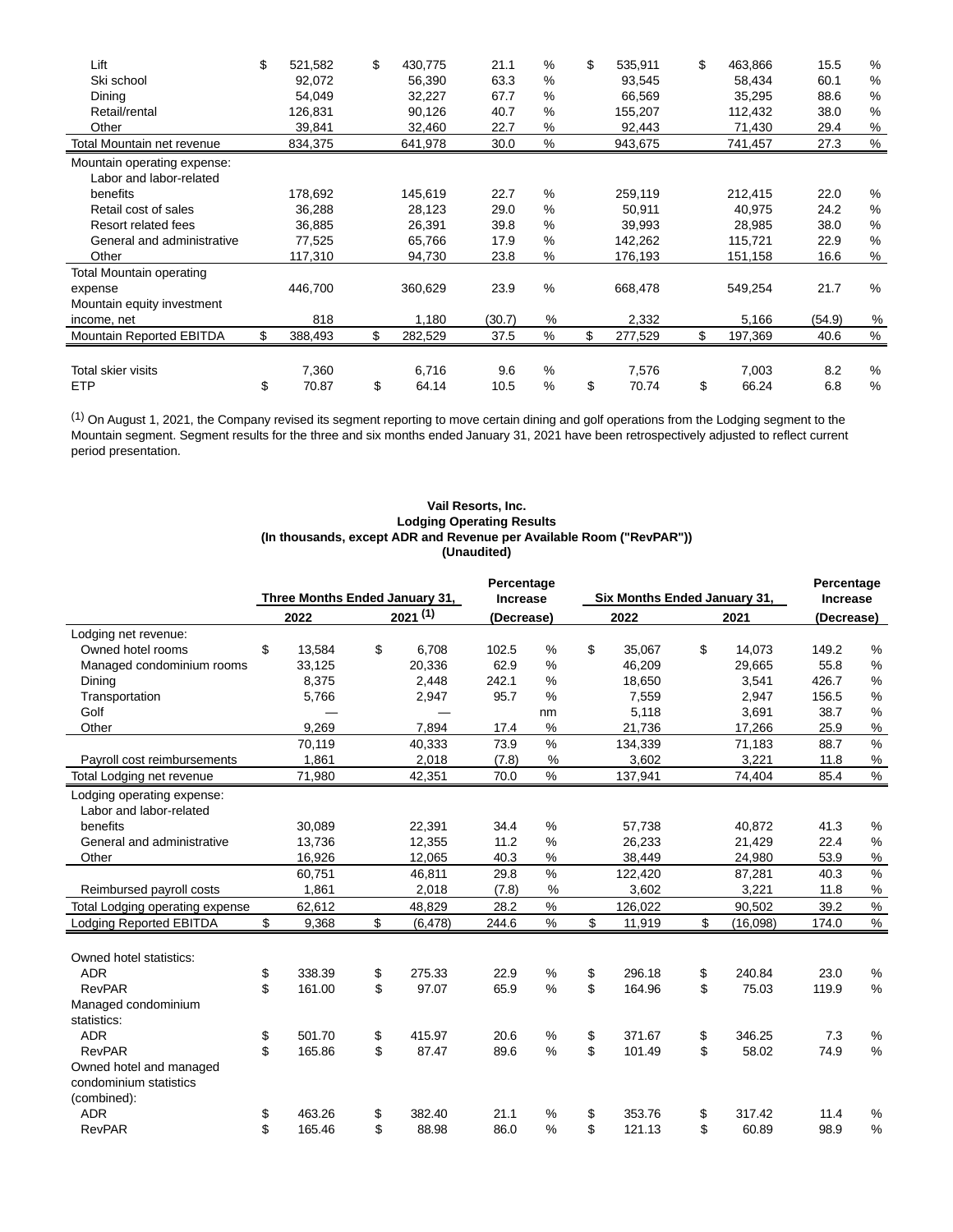| | 2022 | 2021 | Percentage Increase (Decrease) | 2022 | 2021 | Percentage Increase (Decrease) |
|---|---|---|---|---|---|---|
| Lift | $ 521,582 | $ 430,775 | 21.1 % | $ 535,911 | $ 463,866 | 15.5 % |
| Ski school | 92,072 | 56,390 | 63.3 % | 93,545 | 58,434 | 60.1 % |
| Dining | 54,049 | 32,227 | 67.7 % | 66,569 | 35,295 | 88.6 % |
| Retail/rental | 126,831 | 90,126 | 40.7 % | 155,207 | 112,432 | 38.0 % |
| Other | 39,841 | 32,460 | 22.7 % | 92,443 | 71,430 | 29.4 % |
| Total Mountain net revenue | 834,375 | 641,978 | 30.0 % | 943,675 | 741,457 | 27.3 % |
| Mountain operating expense: | | | | | | |
| Labor and labor-related benefits | 178,692 | 145,619 | 22.7 % | 259,119 | 212,415 | 22.0 % |
| Retail cost of sales | 36,288 | 28,123 | 29.0 % | 50,911 | 40,975 | 24.2 % |
| Resort related fees | 36,885 | 26,391 | 39.8 % | 39,993 | 28,985 | 38.0 % |
| General and administrative | 77,525 | 65,766 | 17.9 % | 142,262 | 115,721 | 22.9 % |
| Other | 117,310 | 94,730 | 23.8 % | 176,193 | 151,158 | 16.6 % |
| Total Mountain operating expense | 446,700 | 360,629 | 23.9 % | 668,478 | 549,254 | 21.7 % |
| Mountain equity investment income, net | 818 | 1,180 | (30.7) % | 2,332 | 5,166 | (54.9) % |
| Mountain Reported EBITDA | $ 388,493 | $ 282,529 | 37.5 % | $ 277,529 | $ 197,369 | 40.6 % |
| | | | | | | |
| Total skier visits | 7,360 | 6,716 | 9.6 % | 7,576 | 7,003 | 8.2 % |
| ETP | $ 70.87 | $ 64.14 | 10.5 % | $ 70.74 | $ 66.24 | 6.8 % |

[1] On August 1, 2021, the Company revised its segment reporting to move certain dining and golf operations from the Lodging segment to the Mountain segment. Segment results for the three and six months ended January 31, 2021 have been retrospectively adjusted to reflect current period presentation.

**Vail Resorts, Inc.**
**Lodging Operating Results**
**(In thousands, except ADR and Revenue per Available Room ("RevPAR"))**
**(Unaudited)**

| | Three Months Ended January 31, | | Percentage Increase | Six Months Ended January 31, | | Percentage Increase |
|---|---|---|---|---|---|---|
| | 2022 | 2021 [1] | (Decrease) | 2022 | 2021 | (Decrease) |
| Lodging net revenue: | | | | | | |
| Owned hotel rooms | $ 13,584 | $ 6,708 | 102.5 % | $ 35,067 | $ 14,073 | 149.2 % |
| Managed condominium rooms | 33,125 | 20,336 | 62.9 % | 46,209 | 29,665 | 55.8 % |
| Dining | 8,375 | 2,448 | 242.1 % | 18,650 | 3,541 | 426.7 % |
| Transportation | 5,766 | 2,947 | 95.7 % | 7,559 | 2,947 | 156.5 % |
| Golf | — | — | nm | 5,118 | 3,691 | 38.7 % |
| Other | 9,269 | 7,894 | 17.4 % | 21,736 | 17,266 | 25.9 % |
| | 70,119 | 40,333 | 73.9 % | 134,339 | 71,183 | 88.7 % |
| Payroll cost reimbursements | 1,861 | 2,018 | (7.8) % | 3,602 | 3,221 | 11.8 % |
| Total Lodging net revenue | 71,980 | 42,351 | 70.0 % | 137,941 | 74,404 | 85.4 % |
| Lodging operating expense: | | | | | | |
| Labor and labor-related benefits | 30,089 | 22,391 | 34.4 % | 57,738 | 40,872 | 41.3 % |
| General and administrative | 13,736 | 12,355 | 11.2 % | 26,233 | 21,429 | 22.4 % |
| Other | 16,926 | 12,065 | 40.3 % | 38,449 | 24,980 | 53.9 % |
| | 60,751 | 46,811 | 29.8 % | 122,420 | 87,281 | 40.3 % |
| Reimbursed payroll costs | 1,861 | 2,018 | (7.8) % | 3,602 | 3,221 | 11.8 % |
| Total Lodging operating expense | 62,612 | 48,829 | 28.2 % | 126,022 | 90,502 | 39.2 % |
| Lodging Reported EBITDA | $ 9,368 | $ (6,478) | 244.6 % | $ 11,919 | $ (16,098) | 174.0 % |
| | | | | | | |
| Owned hotel statistics: | | | | | | |
| ADR | $ 338.39 | $ 275.33 | 22.9 % | $ 296.18 | $ 240.84 | 23.0 % |
| RevPAR | $ 161.00 | $ 97.07 | 65.9 % | $ 164.96 | $ 75.03 | 119.9 % |
| Managed condominium statistics: | | | | | | |
| ADR | $ 501.70 | $ 415.97 | 20.6 % | $ 371.67 | $ 346.25 | 7.3 % |
| RevPAR | $ 165.86 | $ 87.47 | 89.6 % | $ 101.49 | $ 58.02 | 74.9 % |
| Owned hotel and managed condominium statistics (combined): | | | | | | |
| ADR | $ 463.26 | $ 382.40 | 21.1 % | $ 353.76 | $ 317.42 | 11.4 % |
| RevPAR | $ 165.46 | $ 88.98 | 86.0 % | $ 121.13 | $ 60.89 | 98.9 % |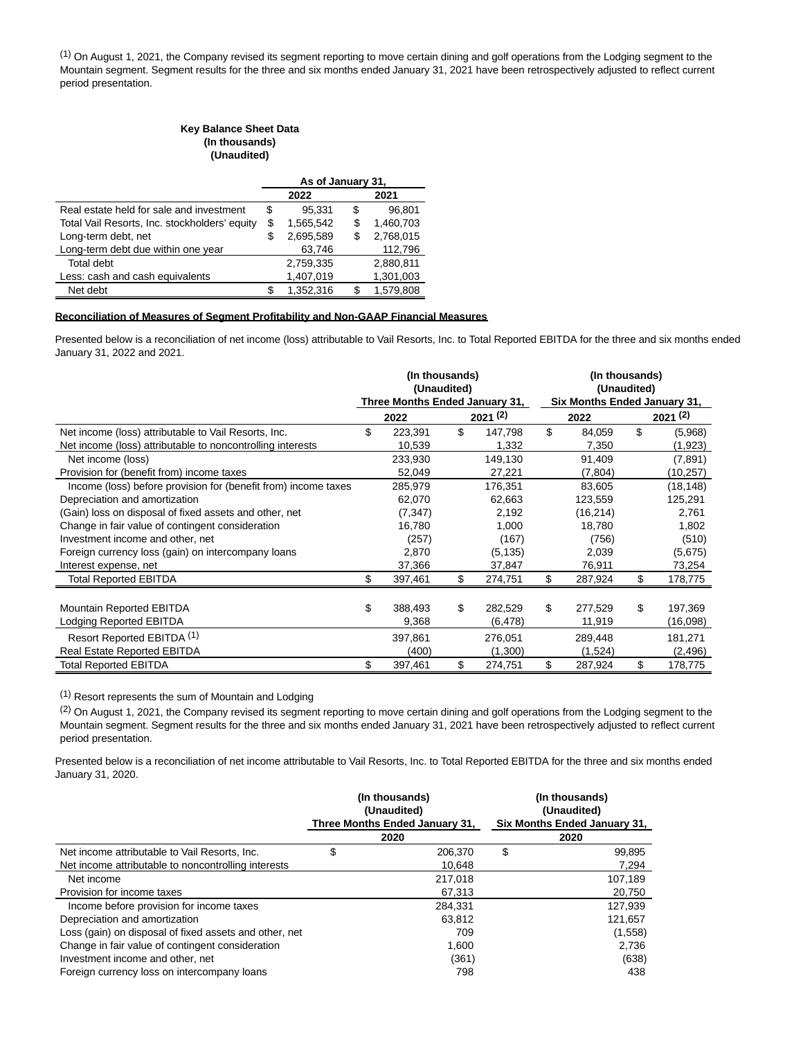[1] On August 1, 2021, the Company revised its segment reporting to move certain dining and golf operations from the Lodging segment to the Mountain segment. Segment results for the three and six months ended January 31, 2021 have been retrospectively adjusted to reflect current period presentation.

**Key Balance Sheet Data**
**(In thousands)**
**(Unaudited)**

| | As of January 31, | |
|---|---|---|
| | 2022 | 2021 |
| Real estate held for sale and investment | $ 95,331 | $ 96,801 |
| Total Vail Resorts, Inc. stockholders' equity | $ 1,565,542 | $ 1,460,703 |
| Long-term debt, net | $ 2,695,589 | $ 2,768,015 |
| Long-term debt due within one year | 63,746 | 112,796 |
| Total debt | 2,759,335 | 2,880,811 |
| Less: cash and cash equivalents | 1,407,019 | 1,301,003 |
| Net debt | $ 1,352,316 | $ 1,579,808 |

**Reconciliation of Measures of Segment Profitability and Non-GAAP Financial Measures**

Presented below is a reconciliation of net income (loss) attributable to Vail Resorts, Inc. to Total Reported EBITDA for the three and six months ended January 31, 2022 and 2021.

| | (In thousands) (Unaudited) Three Months Ended January 31, | | (In thousands) (Unaudited) Six Months Ended January 31, | |
|---|---|---|---|---|
| | 2022 | 2021 [2] | 2022 | 2021 [2] |
| Net income (loss) attributable to Vail Resorts, Inc. | $ 223,391 | $ 147,798 | $ 84,059 | $ (5,968) |
| Net income (loss) attributable to noncontrolling interests | 10,539 | 1,332 | 7,350 | (1,923) |
| Net income (loss) | 233,930 | 149,130 | 91,409 | (7,891) |
| Provision for (benefit from) income taxes | 52,049 | 27,221 | (7,804) | (10,257) |
| Income (loss) before provision for (benefit from) income taxes | 285,979 | 176,351 | 83,605 | (18,148) |
| Depreciation and amortization | 62,070 | 62,663 | 123,559 | 125,291 |
| (Gain) loss on disposal of fixed assets and other, net | (7,347) | 2,192 | (16,214) | 2,761 |
| Change in fair value of contingent consideration | 16,780 | 1,000 | 18,780 | 1,802 |
| Investment income and other, net | (257) | (167) | (756) | (510) |
| Foreign currency loss (gain) on intercompany loans | 2,870 | (5,135) | 2,039 | (5,675) |
| Interest expense, net | 37,366 | 37,847 | 76,911 | 73,254 |
| Total Reported EBITDA | $ 397,461 | $ 274,751 | $ 287,924 | $ 178,775 |
| | | | | |
| Mountain Reported EBITDA | $ 388,493 | $ 282,529 | $ 277,529 | $ 197,369 |
| Lodging Reported EBITDA | 9,368 | (6,478) | 11,919 | (16,098) |
| Resort Reported EBITDA [1] | 397,861 | 276,051 | 289,448 | 181,271 |
| Real Estate Reported EBITDA | (400) | (1,300) | (1,524) | (2,496) |
| Total Reported EBITDA | $ 397,461 | $ 274,751 | $ 287,924 | $ 178,775 |

[1] Resort represents the sum of Mountain and Lodging

[2] On August 1, 2021, the Company revised its segment reporting to move certain dining and golf operations from the Lodging segment to the Mountain segment. Segment results for the three and six months ended January 31, 2021 have been retrospectively adjusted to reflect current period presentation.

Presented below is a reconciliation of net income attributable to Vail Resorts, Inc. to Total Reported EBITDA for the three and six months ended January 31, 2020.

| | (In thousands) (Unaudited) Three Months Ended January 31, | (In thousands) (Unaudited) Six Months Ended January 31, |
|---|---|---|
| | 2020 | 2020 |
| Net income attributable to Vail Resorts, Inc. | $ 206,370 | $ 99,895 |
| Net income attributable to noncontrolling interests | 10,648 | 7,294 |
| Net income | 217,018 | 107,189 |
| Provision for income taxes | 67,313 | 20,750 |
| Income before provision for income taxes | 284,331 | 127,939 |
| Depreciation and amortization | 63,812 | 121,657 |
| Loss (gain) on disposal of fixed assets and other, net | 709 | (1,558) |
| Change in fair value of contingent consideration | 1,600 | 2,736 |
| Investment income and other, net | (361) | (638) |
| Foreign currency loss on intercompany loans | 798 | 438 |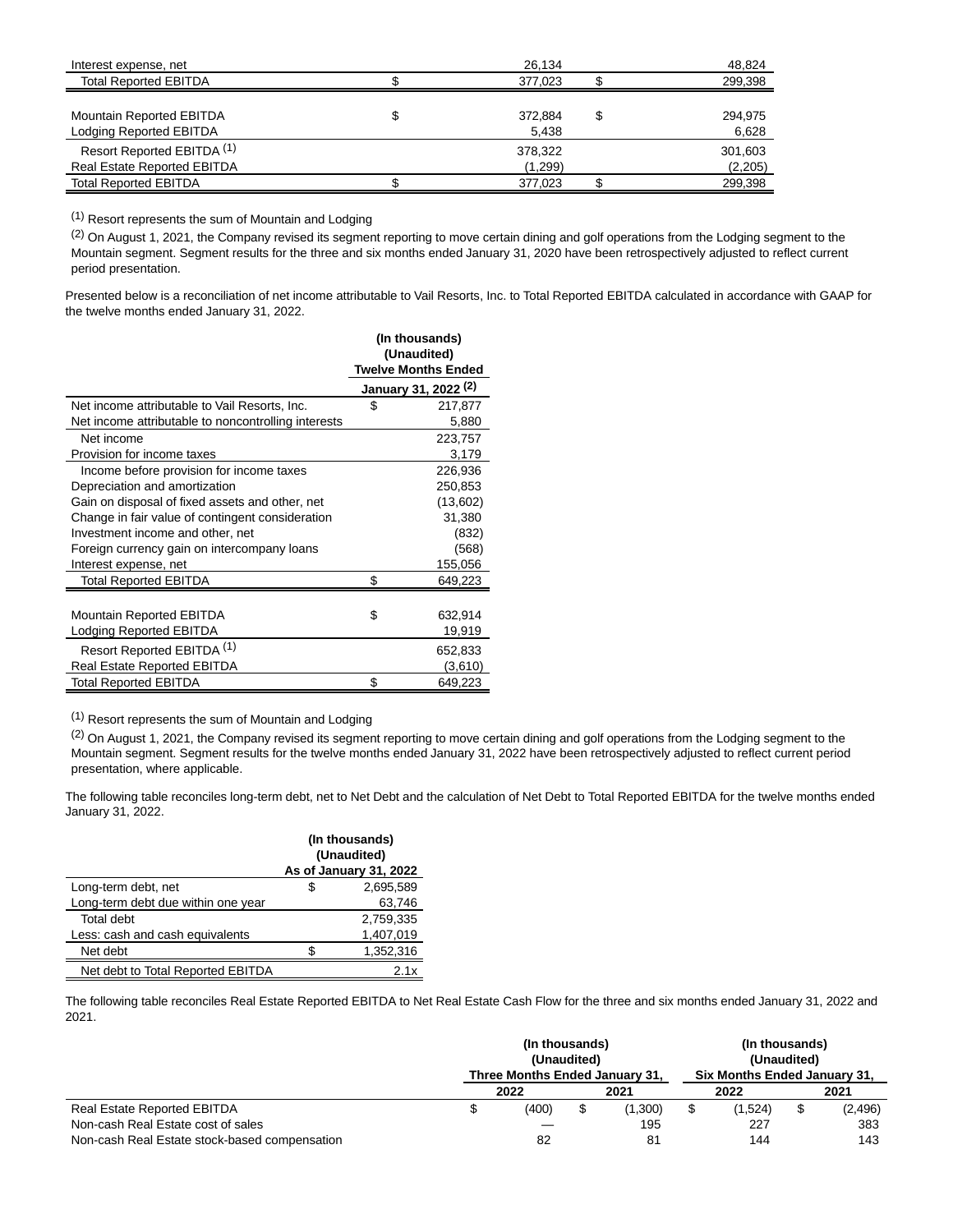| | | | | |
|---|---|---|---|---|
| Interest expense, net | | 26,134 | | 48,824 |
| Total Reported EBITDA | $ | 377,023 | $ | 299,398 |
| | | | | |
| Mountain Reported EBITDA | $ | 372,884 | $ | 294,975 |
| Lodging Reported EBITDA | | 5,438 | | 6,628 |
| Resort Reported EBITDA [(1)] | | 378,322 | | 301,603 |
| Real Estate Reported EBITDA | | (1,299) | | (2,205) |
| Total Reported EBITDA | $ | 377,023 | $ | 299,398 |

[(1)] Resort represents the sum of Mountain and Lodging

[(2)] On August 1, 2021, the Company revised its segment reporting to move certain dining and golf operations from the Lodging segment to the Mountain segment. Segment results for the three and six months ended January 31, 2020 have been retrospectively adjusted to reflect current period presentation.

Presented below is a reconciliation of net income attributable to Vail Resorts, Inc. to Total Reported EBITDA calculated in accordance with GAAP for the twelve months ended January 31, 2022.

| | (In thousands) (Unaudited) Twelve Months Ended | |
|---|---|---|
| | January 31, 2022 [(2)] | |
| Net income attributable to Vail Resorts, Inc. | $ | 217,877 |
| Net income attributable to noncontrolling interests | | 5,880 |
| Net income | | 223,757 |
| Provision for income taxes | | 3,179 |
| Income before provision for income taxes | | 226,936 |
| Depreciation and amortization | | 250,853 |
| Gain on disposal of fixed assets and other, net | | (13,602) |
| Change in fair value of contingent consideration | | 31,380 |
| Investment income and other, net | | (832) |
| Foreign currency gain on intercompany loans | | (568) |
| Interest expense, net | | 155,056 |
| Total Reported EBITDA | $ | 649,223 |
| | | |
| Mountain Reported EBITDA | $ | 632,914 |
| Lodging Reported EBITDA | | 19,919 |
| Resort Reported EBITDA [(1)] | | 652,833 |
| Real Estate Reported EBITDA | | (3,610) |
| Total Reported EBITDA | $ | 649,223 |

[(1)] Resort represents the sum of Mountain and Lodging

[(2)] On August 1, 2021, the Company revised its segment reporting to move certain dining and golf operations from the Lodging segment to the Mountain segment. Segment results for the twelve months ended January 31, 2022 have been retrospectively adjusted to reflect current period presentation, where applicable.

The following table reconciles long-term debt, net to Net Debt and the calculation of Net Debt to Total Reported EBITDA for the twelve months ended January 31, 2022.

| | (In thousands) (Unaudited) As of January 31, 2022 | |
|---|---|---|
| Long-term debt, net | $ | 2,695,589 |
| Long-term debt due within one year | | 63,746 |
| Total debt | | 2,759,335 |
| Less: cash and cash equivalents | | 1,407,019 |
| Net debt | $ | 1,352,316 |
| Net debt to Total Reported EBITDA | | 2.1x |

The following table reconciles Real Estate Reported EBITDA to Net Real Estate Cash Flow for the three and six months ended January 31, 2022 and 2021.

| | (In thousands) (Unaudited) Three Months Ended January 31, | | | | (In thousands) (Unaudited) Six Months Ended January 31, | | | |
|---|---|---|---|---|---|---|---|---|
| | 2022 | | 2021 | | 2022 | | 2021 | |
| Real Estate Reported EBITDA | $ | (400) | $ | (1,300) | $ | (1,524) | $ | (2,496) |
| Non-cash Real Estate cost of sales | | — | | 195 | | 227 | | 383 |
| Non-cash Real Estate stock-based compensation | | 82 | | 81 | | 144 | | 143 |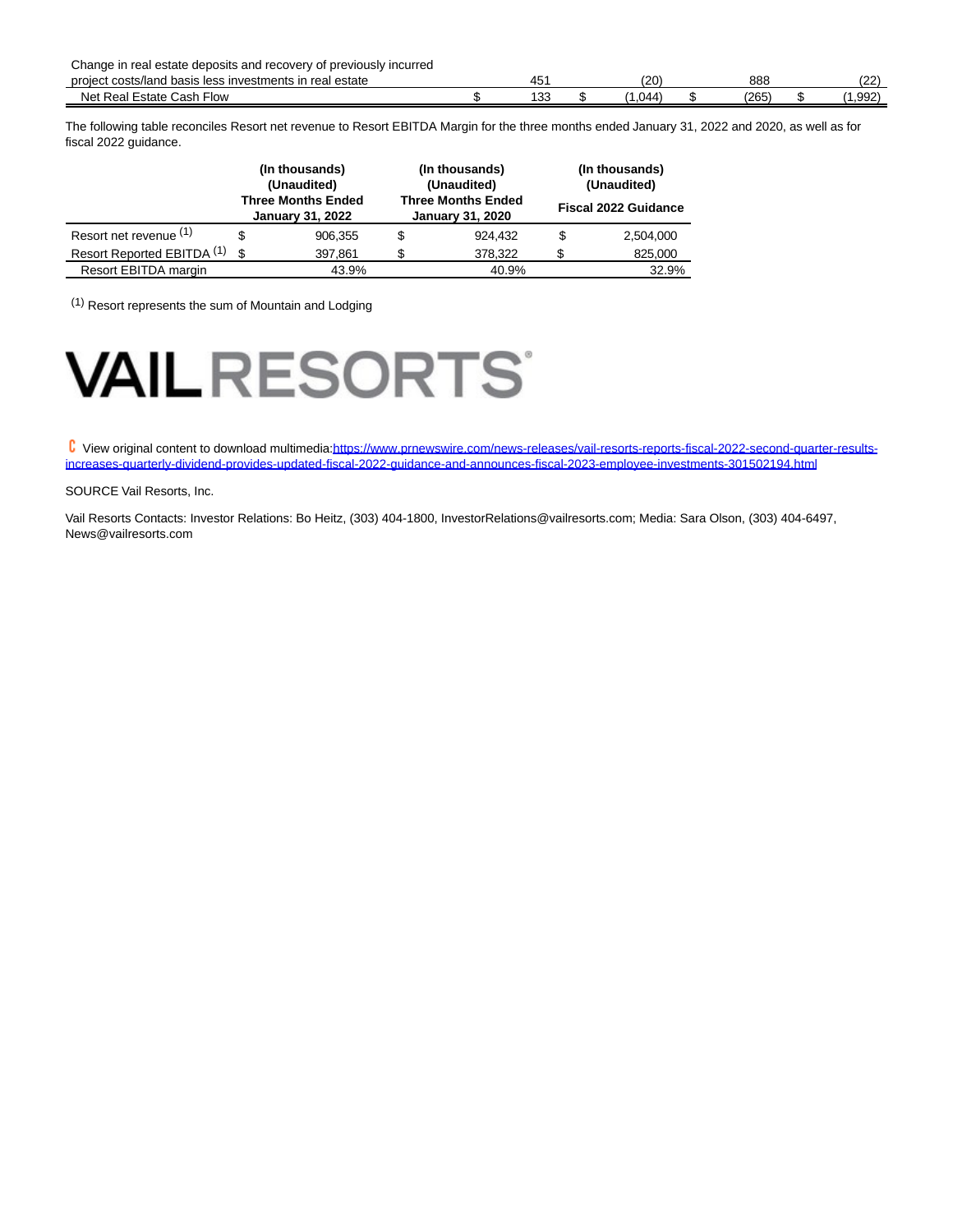| | | | | |
|---|---|---|---|---|
| Change in real estate deposits and recovery of previously incurred project costs/land basis less investments in real estate | 451 | (20) | 888 | (22) |
| Net Real Estate Cash Flow | $ 133 | $ (1,044) | $ (265) | $ (1,992) |

The following table reconciles Resort net revenue to Resort EBITDA Margin for the three months ended January 31, 2022 and 2020, as well as for fiscal 2022 guidance.

| | (In thousands) (Unaudited) Three Months Ended January 31, 2022 | (In thousands) (Unaudited) Three Months Ended January 31, 2020 | (In thousands) (Unaudited) Fiscal 2022 Guidance |
|---|---|---|---|
| Resort net revenue [(1)] | $ 906,355 | $ 924,432 | $ 2,504,000 |
| Resort Reported EBITDA [(1)] | $ 397,861 | $ 378,322 | $ 825,000 |
| Resort EBITDA margin | 43.9% | 40.9% | 32.9% |

[(1)] Resort represents the sum of Mountain and Lodging

VAIL RESORTS®

View original content to download multimedia:https://www.prnewswire.com/news-releases/vail-resorts-reports-fiscal-2022-second-quarter-results-increases-quarterly-dividend-provides-updated-fiscal-2022-guidance-and-announces-fiscal-2023-employee-investments-301502194.html

SOURCE Vail Resorts, Inc.

Vail Resorts Contacts: Investor Relations: Bo Heitz, (303) 404-1800, InvestorRelations@vailresorts.com; Media: Sara Olson, (303) 404-6497, News@vailresorts.com